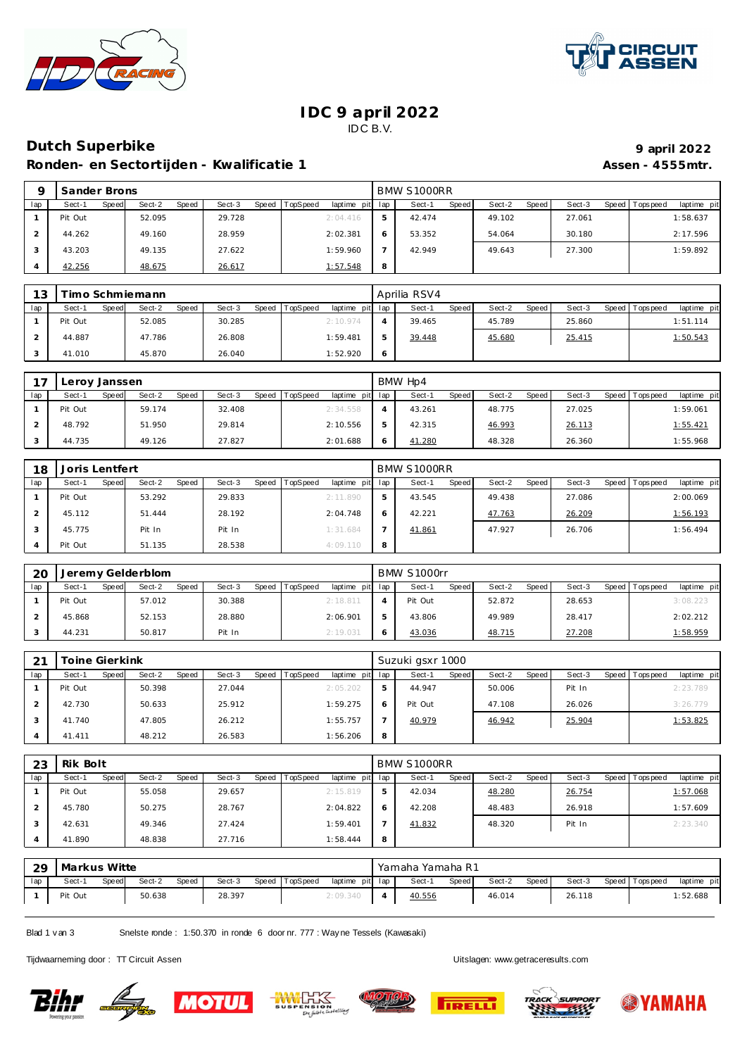# IDC 9 april 2022

IDC B.V.

## Dutch Superbike

**9 april 2022**

### Ronden- en Sectortijden - Kwalificatie 1

**Assen - 4555mtr.**

| 9 | Sander Brons | | | | | | | | BMW S1000RR | | | | | | | | |
|---|---|---|---|---|---|---|---|---|---|---|---|---|---|---|---|---|---|
| lap | Sect-1 | Speed | Sect-2 | Speed | Sect-3 | Speed | TopSpeed | laptime pit | lap | Sect-1 | Speed | Sect-2 | Speed | Sect-3 | Speed | Topspeed | laptime pit |
| 1 | Pit Out | | 52.095 | | 29.728 | | | 2:04.416 | 5 | 42.474 | | 49.102 | | 27.061 | | | 1:58.637 |
| 2 | 44.262 | | 49.160 | | 28.959 | | | 2:02.381 | 6 | 53.352 | | 54.064 | | 30.180 | | | 2:17.596 |
| 3 | 43.203 | | 49.135 | | 27.622 | | | 1:59.960 | 7 | 42.949 | | 49.643 | | 27.300 | | | 1:59.892 |
| 4 | 42.256 | | 48.675 | | 26.617 | | | 1:57.548 | 8 | | | | | | | | |

| 13 | Timo Schmiemann | | | | | | | | Aprilia RSV4 | | | | | | | | |
|---|---|---|---|---|---|---|---|---|---|---|---|---|---|---|---|---|---|
| lap | Sect-1 | Speed | Sect-2 | Speed | Sect-3 | Speed | TopSpeed | laptime pit | lap | Sect-1 | Speed | Sect-2 | Speed | Sect-3 | Speed | Topspeed | laptime pit |
| 1 | Pit Out | | 52.085 | | 30.285 | | | 2:10.974 | 4 | 39.465 | | 45.789 | | 25.860 | | | 1:51.114 |
| 2 | 44.887 | | 47.786 | | 26.808 | | | 1:59.481 | 5 | 39.448 | | 45.680 | | 25.415 | | | 1:50.543 |
| 3 | 41.010 | | 45.870 | | 26.040 | | | 1:52.920 | 6 | | | | | | | | |

| 17 | Leroy Janssen | | | | | | | | BMW Hp4 | | | | | | | | |
|---|---|---|---|---|---|---|---|---|---|---|---|---|---|---|---|---|---|
| lap | Sect-1 | Speed | Sect-2 | Speed | Sect-3 | Speed | TopSpeed | laptime pit | lap | Sect-1 | Speed | Sect-2 | Speed | Sect-3 | Speed | Topspeed | laptime pit |
| 1 | Pit Out | | 59.174 | | 32.408 | | | 2:34.558 | 4 | 43.261 | | 48.775 | | 27.025 | | | 1:59.061 |
| 2 | 48.792 | | 51.950 | | 29.814 | | | 2:10.556 | 5 | 42.315 | | 46.993 | | 26.113 | | | 1:55.421 |
| 3 | 44.735 | | 49.126 | | 27.827 | | | 2:01.688 | 6 | 41.280 | | 48.328 | | 26.360 | | | 1:55.968 |

| 18 | Joris Lentfert | | | | | | | | BMW S1000RR | | | | | | | | |
|---|---|---|---|---|---|---|---|---|---|---|---|---|---|---|---|---|---|
| lap | Sect-1 | Speed | Sect-2 | Speed | Sect-3 | Speed | TopSpeed | laptime pit | lap | Sect-1 | Speed | Sect-2 | Speed | Sect-3 | Speed | Topspeed | laptime pit |
| 1 | Pit Out | | 53.292 | | 29.833 | | | 2:11.890 | 5 | 43.545 | | 49.438 | | 27.086 | | | 2:00.069 |
| 2 | 45.112 | | 51.444 | | 28.192 | | | 2:04.748 | 6 | 42.221 | | 47.763 | | 26.209 | | | 1:56.193 |
| 3 | 45.775 | | Pit In | | Pit In | | | 1:31.684 | 7 | 41.861 | | 47.927 | | 26.706 | | | 1:56.494 |
| 4 | Pit Out | | 51.135 | | 28.538 | | | 4:09.110 | 8 | | | | | | | | |

| 20 | Jeremy Gelderblom | | | | | | | | BMW S1000rr | | | | | | | | |
|---|---|---|---|---|---|---|---|---|---|---|---|---|---|---|---|---|---|
| lap | Sect-1 | Speed | Sect-2 | Speed | Sect-3 | Speed | TopSpeed | laptime pit | lap | Sect-1 | Speed | Sect-2 | Speed | Sect-3 | Speed | Topspeed | laptime pit |
| 1 | Pit Out | | 57.012 | | 30.388 | | | 2:18.811 | 4 | Pit Out | | 52.872 | | 28.653 | | | 3:08.223 |
| 2 | 45.868 | | 52.153 | | 28.880 | | | 2:06.901 | 5 | 43.806 | | 49.989 | | 28.417 | | | 2:02.212 |
| 3 | 44.231 | | 50.817 | | Pit In | | | 2:19.031 | 6 | 43.036 | | 48.715 | | 27.208 | | | 1:58.959 |

| 21 | Toine Gierkink | | | | | | | | Suzuki gsxr 1000 | | | | | | | | |
|---|---|---|---|---|---|---|---|---|---|---|---|---|---|---|---|---|---|
| lap | Sect-1 | Speed | Sect-2 | Speed | Sect-3 | Speed | TopSpeed | laptime pit | lap | Sect-1 | Speed | Sect-2 | Speed | Sect-3 | Speed | Topspeed | laptime pit |
| 1 | Pit Out | | 50.398 | | 27.044 | | | 2:05.202 | 5 | 44.947 | | 50.006 | | Pit In | | | 2:23.789 |
| 2 | 42.730 | | 50.633 | | 25.912 | | | 1:59.275 | 6 | Pit Out | | 47.108 | | 26.026 | | | 3:26.779 |
| 3 | 41.740 | | 47.805 | | 26.212 | | | 1:55.757 | 7 | 40.979 | | 46.942 | | 25.904 | | | 1:53.825 |
| 4 | 41.411 | | 48.212 | | 26.583 | | | 1:56.206 | 8 | | | | | | | | |

| 23 | Rik Bolt | | | | | | | | BMW S1000RR | | | | | | | | |
|---|---|---|---|---|---|---|---|---|---|---|---|---|---|---|---|---|---|
| lap | Sect-1 | Speed | Sect-2 | Speed | Sect-3 | Speed | TopSpeed | laptime pit | lap | Sect-1 | Speed | Sect-2 | Speed | Sect-3 | Speed | Topspeed | laptime pit |
| 1 | Pit Out | | 55.058 | | 29.657 | | | 2:15.819 | 5 | 42.034 | | 48.280 | | 26.754 | | | 1:57.068 |
| 2 | 45.780 | | 50.275 | | 28.767 | | | 2:04.822 | 6 | 42.208 | | 48.483 | | 26.918 | | | 1:57.609 |
| 3 | 42.631 | | 49.346 | | 27.424 | | | 1:59.401 | 7 | 41.832 | | 48.320 | | Pit In | | | 2:23.340 |
| 4 | 41.890 | | 48.838 | | 27.716 | | | 1:58.444 | 8 | | | | | | | | |

| 29 | Markus Witte | | | | | | | | Yamaha Yamaha R1 | | | | | | | | |
|---|---|---|---|---|---|---|---|---|---|---|---|---|---|---|---|---|---|
| lap | Sect-1 | Speed | Sect-2 | Speed | Sect-3 | Speed | TopSpeed | laptime pit | lap | Sect-1 | Speed | Sect-2 | Speed | Sect-3 | Speed | Topspeed | laptime pit |
| 1 | Pit Out | | 50.638 | | 28.397 | | | 2:09.340 | 4 | 40.556 | | 46.014 | | 26.118 | | | 1:52.688 |

Snelste ronde : 1:50.370 in ronde 6 door nr. 777 : Wayne Tessels (Kawasaki)

Tijdwaarneming door : TT Circuit Assen

Uitslagen: www.getraceresults.com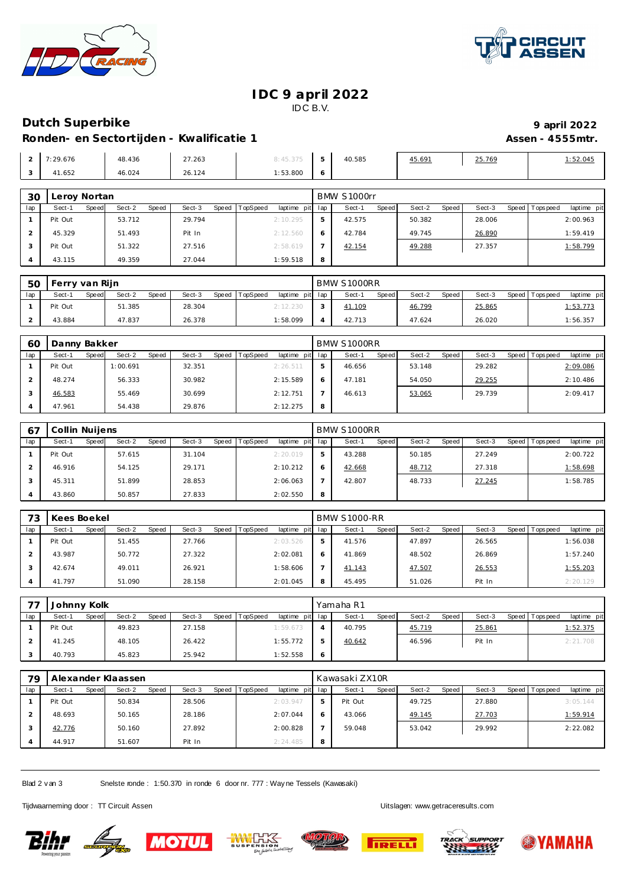# IDC 9 april 2022

IDC B.V.

## Dutch Superbike

**9 april 2022**

### Ronden- en Sectortijden - Kwalificatie 1

**Assen - 4555mtr.**

| lap | Sect-1 | Speed | Sect-2 | Speed | Sect-3 | Speed | TopSpeed | laptime pit | lap | Sect-1 | Speed | Sect-2 | Speed | Sect-3 | Speed | Topspeed | laptime pit |
|---|---|---|---|---|---|---|---|---|---|---|---|---|---|---|---|---|---|
| 2 | 7:29.676 | | 48.436 | | 27.263 | | | 8:45.375 | 5 | 40.585 | | 45.691 | | 25.769 | | | 1:52.045 |
| 3 | 41.652 | | 46.024 | | 26.124 | | | 1:53.800 | 6 | | | | | | | | |

**30 Leroy Nortan** — BMW S1000rr

| lap | Sect-1 | Speed | Sect-2 | Speed | Sect-3 | Speed | TopSpeed | laptime pit | lap | Sect-1 | Speed | Sect-2 | Speed | Sect-3 | Speed | Topspeed | laptime pit |
|---|---|---|---|---|---|---|---|---|---|---|---|---|---|---|---|---|---|
| 1 | Pit Out | | 53.712 | | 29.794 | | | 2:10.295 | 5 | 42.575 | | 50.382 | | 28.006 | | | 2:00.963 |
| 2 | 45.329 | | 51.493 | | Pit In | | | 2:12.560 | 6 | 42.784 | | 49.745 | | 26.890 | | | 1:59.419 |
| 3 | Pit Out | | 51.322 | | 27.516 | | | 2:58.619 | 7 | 42.154 | | 49.288 | | 27.357 | | | 1:58.799 |
| 4 | 43.115 | | 49.359 | | 27.044 | | | 1:59.518 | 8 | | | | | | | | |

**50 Ferry van Rijn** — BMW S1000RR

| lap | Sect-1 | Speed | Sect-2 | Speed | Sect-3 | Speed | TopSpeed | laptime pit | lap | Sect-1 | Speed | Sect-2 | Speed | Sect-3 | Speed | Topspeed | laptime pit |
|---|---|---|---|---|---|---|---|---|---|---|---|---|---|---|---|---|---|
| 1 | Pit Out | | 51.385 | | 28.304 | | | 2:12.230 | 3 | 41.109 | | 46.799 | | 25.865 | | | 1:53.773 |
| 2 | 43.884 | | 47.837 | | 26.378 | | | 1:58.099 | 4 | 42.713 | | 47.624 | | 26.020 | | | 1:56.357 |

**60 Danny Bakker** — BMW S1000RR

| lap | Sect-1 | Speed | Sect-2 | Speed | Sect-3 | Speed | TopSpeed | laptime pit | lap | Sect-1 | Speed | Sect-2 | Speed | Sect-3 | Speed | Topspeed | laptime pit |
|---|---|---|---|---|---|---|---|---|---|---|---|---|---|---|---|---|---|
| 1 | Pit Out | | 1:00.691 | | 32.351 | | | 2:26.511 | 5 | 46.656 | | 53.148 | | 29.282 | | | 2:09.086 |
| 2 | 48.274 | | 56.333 | | 30.982 | | | 2:15.589 | 6 | 47.181 | | 54.050 | | 29.255 | | | 2:10.486 |
| 3 | 46.583 | | 55.469 | | 30.699 | | | 2:12.751 | 7 | 46.613 | | 53.065 | | 29.739 | | | 2:09.417 |
| 4 | 47.961 | | 54.438 | | 29.876 | | | 2:12.275 | 8 | | | | | | | | |

**67 Collin Nuijens** — BMW S1000RR

| lap | Sect-1 | Speed | Sect-2 | Speed | Sect-3 | Speed | TopSpeed | laptime pit | lap | Sect-1 | Speed | Sect-2 | Speed | Sect-3 | Speed | Topspeed | laptime pit |
|---|---|---|---|---|---|---|---|---|---|---|---|---|---|---|---|---|---|
| 1 | Pit Out | | 57.615 | | 31.104 | | | 2:20.019 | 5 | 43.288 | | 50.185 | | 27.249 | | | 2:00.722 |
| 2 | 46.916 | | 54.125 | | 29.171 | | | 2:10.212 | 6 | 42.668 | | 48.712 | | 27.318 | | | 1:58.698 |
| 3 | 45.311 | | 51.899 | | 28.853 | | | 2:06.063 | 7 | 42.807 | | 48.733 | | 27.245 | | | 1:58.785 |
| 4 | 43.860 | | 50.857 | | 27.833 | | | 2:02.550 | 8 | | | | | | | | |

**73 Kees Boekel** — BMW S1000-RR

| lap | Sect-1 | Speed | Sect-2 | Speed | Sect-3 | Speed | TopSpeed | laptime pit | lap | Sect-1 | Speed | Sect-2 | Speed | Sect-3 | Speed | Topspeed | laptime pit |
|---|---|---|---|---|---|---|---|---|---|---|---|---|---|---|---|---|---|
| 1 | Pit Out | | 51.455 | | 27.766 | | | 2:03.526 | 5 | 41.576 | | 47.897 | | 26.565 | | | 1:56.038 |
| 2 | 43.987 | | 50.772 | | 27.322 | | | 2:02.081 | 6 | 41.869 | | 48.502 | | 26.869 | | | 1:57.240 |
| 3 | 42.674 | | 49.011 | | 26.921 | | | 1:58.606 | 7 | 41.143 | | 47.507 | | 26.553 | | | 1:55.203 |
| 4 | 41.797 | | 51.090 | | 28.158 | | | 2:01.045 | 8 | 45.495 | | 51.026 | | Pit In | | | 2:20.129 |

**77 Johnny Kolk** — Yamaha R1

| lap | Sect-1 | Speed | Sect-2 | Speed | Sect-3 | Speed | TopSpeed | laptime pit | lap | Sect-1 | Speed | Sect-2 | Speed | Sect-3 | Speed | Topspeed | laptime pit |
|---|---|---|---|---|---|---|---|---|---|---|---|---|---|---|---|---|---|
| 1 | Pit Out | | 49.823 | | 27.158 | | | 1:59.673 | 4 | 40.795 | | 45.719 | | 25.861 | | | 1:52.375 |
| 2 | 41.245 | | 48.105 | | 26.422 | | | 1:55.772 | 5 | 40.642 | | 46.596 | | Pit In | | | 2:21.708 |
| 3 | 40.793 | | 45.823 | | 25.942 | | | 1:52.558 | 6 | | | | | | | | |

**79 Alexander Klaassen** — Kawasaki ZX10R

| lap | Sect-1 | Speed | Sect-2 | Speed | Sect-3 | Speed | TopSpeed | laptime pit | lap | Sect-1 | Speed | Sect-2 | Speed | Sect-3 | Speed | Topspeed | laptime pit |
|---|---|---|---|---|---|---|---|---|---|---|---|---|---|---|---|---|---|
| 1 | Pit Out | | 50.834 | | 28.506 | | | 2:03.947 | 5 | Pit Out | | 49.725 | | 27.880 | | | 3:05.144 |
| 2 | 48.693 | | 50.165 | | 28.186 | | | 2:07.044 | 6 | 43.066 | | 49.145 | | 27.703 | | | 1:59.914 |
| 3 | 42.776 | | 50.160 | | 27.892 | | | 2:00.828 | 7 | 59.048 | | 53.042 | | 29.992 | | | 2:22.082 |
| 4 | 44.917 | | 51.607 | | Pit In | | | 2:24.485 | 8 | | | | | | | | |

Snelste ronde : 1:50.370 in ronde 6 door nr. 777 : Wayne Tessels (Kawasaki)

Tijdwaarneming door : TT Circuit Assen

Uitslagen: www.getraceresults.com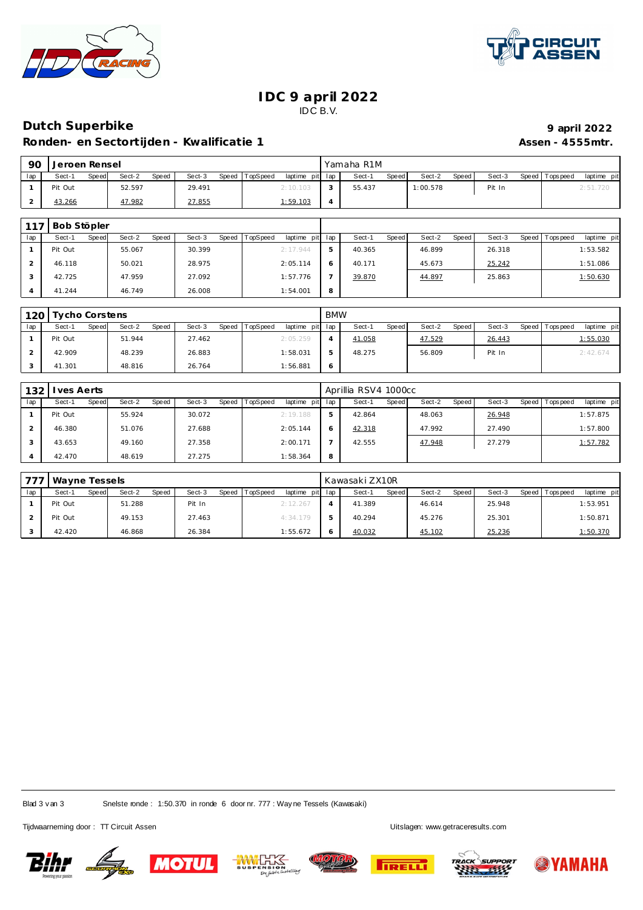# IDC 9 april 2022

IDC B.V.

## Dutch Superbike

**9 april 2022**

### Ronden- en Sectortijden - Kwalificatie 1

**Assen - 4555mtr.**

| 90 | Jeroen Rensel | | | | | | | | Yamaha R1M | | | | | | | | |
|---|---|---|---|---|---|---|---|---|---|---|---|---|---|---|---|---|---|
| lap | Sect-1 | Speed | Sect-2 | Speed | Sect-3 | Speed | TopSpeed | laptime pit | lap | Sect-1 | Speed | Sect-2 | Speed | Sect-3 | Speed | Topspeed | laptime pit |
| 1 | Pit Out | | 52.597 | | 29.491 | | | 2:10.103 | 3 | 55.437 | | 1:00.578 | | Pit In | | | 2:51.720 |
| 2 | 43.266 | | 47.982 | | 27.855 | | | 1:59.103 | 4 | | | | | | | | |

| 117 | Bob Stöpler | | | | | | | | | | | | | | | | |
|---|---|---|---|---|---|---|---|---|---|---|---|---|---|---|---|---|---|
| lap | Sect-1 | Speed | Sect-2 | Speed | Sect-3 | Speed | TopSpeed | laptime pit | lap | Sect-1 | Speed | Sect-2 | Speed | Sect-3 | Speed | Topspeed | laptime pit |
| 1 | Pit Out | | 55.067 | | 30.399 | | | 2:17.944 | 5 | 40.365 | | 46.899 | | 26.318 | | | 1:53.582 |
| 2 | 46.118 | | 50.021 | | 28.975 | | | 2:05.114 | 6 | 40.171 | | 45.673 | | 25.242 | | | 1:51.086 |
| 3 | 42.725 | | 47.959 | | 27.092 | | | 1:57.776 | 7 | 39.870 | | 44.897 | | 25.863 | | | 1:50.630 |
| 4 | 41.244 | | 46.749 | | 26.008 | | | 1:54.001 | 8 | | | | | | | | |

| 120 | Tycho Corstens | | | | | | | | BMW | | | | | | | | |
|---|---|---|---|---|---|---|---|---|---|---|---|---|---|---|---|---|---|
| lap | Sect-1 | Speed | Sect-2 | Speed | Sect-3 | Speed | TopSpeed | laptime pit | lap | Sect-1 | Speed | Sect-2 | Speed | Sect-3 | Speed | Topspeed | laptime pit |
| 1 | Pit Out | | 51.944 | | 27.462 | | | 2:05.259 | 4 | 41.058 | | 47.529 | | 26.443 | | | 1:55.030 |
| 2 | 42.909 | | 48.239 | | 26.883 | | | 1:58.031 | 5 | 48.275 | | 56.809 | | Pit In | | | 2:42.674 |
| 3 | 41.301 | | 48.816 | | 26.764 | | | 1:56.881 | 6 | | | | | | | | |

| 132 | Ives Aerts | | | | | | | | Aprillia RSV4 1000cc | | | | | | | | |
|---|---|---|---|---|---|---|---|---|---|---|---|---|---|---|---|---|---|
| lap | Sect-1 | Speed | Sect-2 | Speed | Sect-3 | Speed | TopSpeed | laptime pit | lap | Sect-1 | Speed | Sect-2 | Speed | Sect-3 | Speed | Topspeed | laptime pit |
| 1 | Pit Out | | 55.924 | | 30.072 | | | 2:19.188 | 5 | 42.864 | | 48.063 | | 26.948 | | | 1:57.875 |
| 2 | 46.380 | | 51.076 | | 27.688 | | | 2:05.144 | 6 | 42.318 | | 47.992 | | 27.490 | | | 1:57.800 |
| 3 | 43.653 | | 49.160 | | 27.358 | | | 2:00.171 | 7 | 42.555 | | 47.948 | | 27.279 | | | 1:57.782 |
| 4 | 42.470 | | 48.619 | | 27.275 | | | 1:58.364 | 8 | | | | | | | | |

| 777 | Wayne Tessels | | | | | | | | Kawasaki ZX10R | | | | | | | | |
|---|---|---|---|---|---|---|---|---|---|---|---|---|---|---|---|---|---|
| lap | Sect-1 | Speed | Sect-2 | Speed | Sect-3 | Speed | TopSpeed | laptime pit | lap | Sect-1 | Speed | Sect-2 | Speed | Sect-3 | Speed | Topspeed | laptime pit |
| 1 | Pit Out | | 51.288 | | Pit In | | | 2:12.267 | 4 | 41.389 | | 46.614 | | 25.948 | | | 1:53.951 |
| 2 | Pit Out | | 49.153 | | 27.463 | | | 4:34.179 | 5 | 40.294 | | 45.276 | | 25.301 | | | 1:50.871 |
| 3 | 42.420 | | 46.868 | | 26.384 | | | 1:55.672 | 6 | 40.032 | | 45.102 | | 25.236 | | | 1:50.370 |

Snelste ronde : 1:50.370 in ronde 6 door nr. 777 : Wayne Tessels (Kawasaki)

Tijdwaarneming door : TT Circuit Assen

Uitslagen: www.getraceresults.com